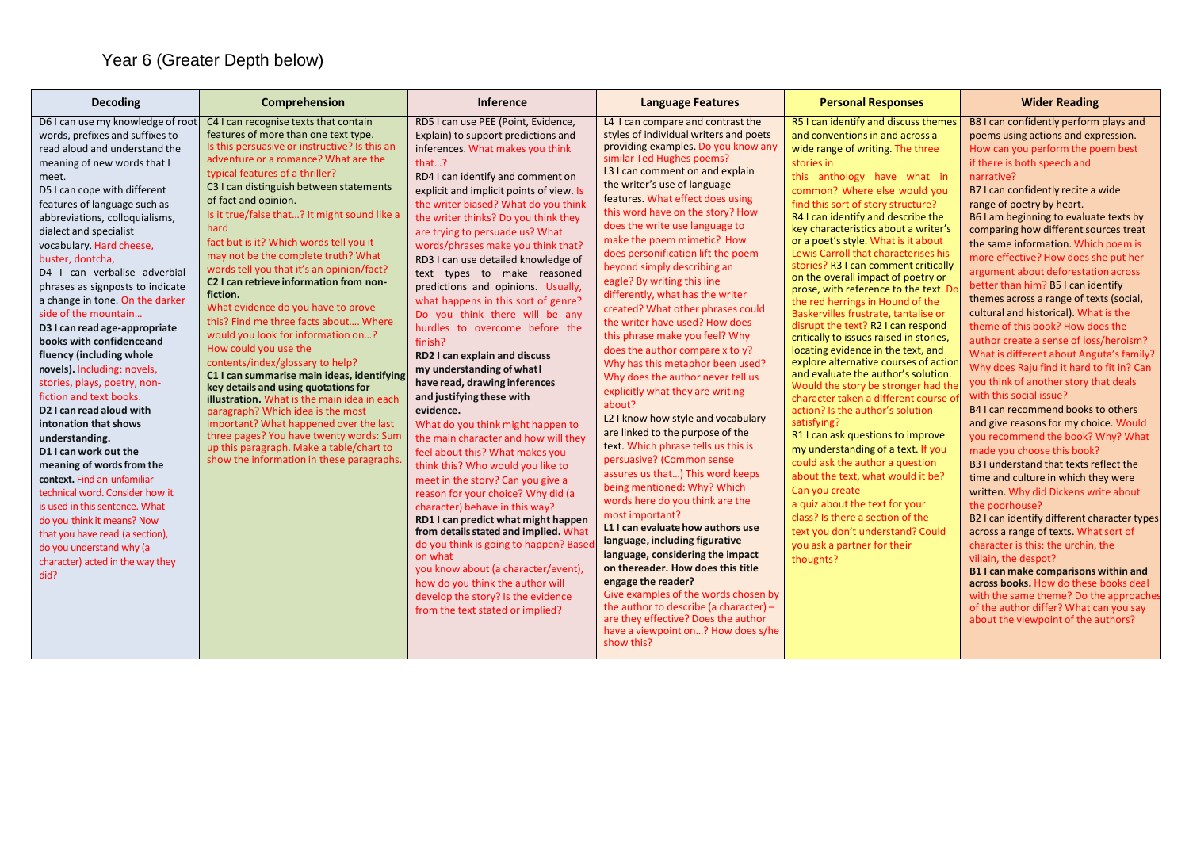Year 6 (Greater Depth below)

| Decoding | Comprehension | Inference | Language Features | Personal Responses | Wider Reading |
|---|---|---|---|---|---|
| D6 I can use my knowledge of root words, prefixes and suffixes to read aloud and understand the meaning of new words that I meet.<br>D5 I can cope with different features of language such as abbreviations, colloquialisms, dialect and specialist vocabulary. Hard cheese, buster, dontcha,<br>D4 I can verbalise adverbial phrases as signposts to indicate a change in tone. On the darker side of the mountain…<br>**D3 I can read age-appropriate books with confidenceand fluency (including whole novels).** Including: novels, stories, plays, poetry, non-fiction and text books.<br>**D2 I can read aloud with intonation that shows understanding.**<br>**D1 I can work out the meaning of words from the context.** Find an unfamiliar technical word. Consider how it is used in this sentence. What do you think it means? Now that you have read (a section), do you understand why (a character) acted in the way they did? | C4 I can recognise texts that contain features of more than one text type. Is this persuasive or instructive? Is this an adventure or a romance? What are the typical features of a thriller?<br>C3 I can distinguish between statements of fact and opinion. Is it true/false that…? It might sound like a hard fact but is it? Which words tell you it may not be the complete truth? What words tell you that it's an opinion/fact?<br>**C2 I can retrieve information from non-fiction.** What evidence do you have to prove this? Find me three facts about…. Where would you look for information on…? How could you use the contents/index/glossary to help?<br>**C1 I can summarise main ideas, identifying key details and using quotations for illustration.** What is the main idea in each paragraph? Which idea is the most important? What happened over the last three pages? You have twenty words: Sum up this paragraph. Make a table/chart to show the information in these paragraphs. | RD5 I can use PEE (Point, Evidence, Explain) to support predictions and inferences. What makes you think that…?<br>RD4 I can identify and comment on explicit and implicit points of view. Is the writer biased? What do you think the writer thinks? Do you think they are trying to persuade us? What words/phrases make you think that?<br>RD3 I can use detailed knowledge of text types to make reasoned predictions and opinions. Usually, what happens in this sort of genre? Do you think there will be any hurdles to overcome before the finish?<br>**RD2 I can explain and discuss my understanding of what I have read, drawing inferences and justifying these with evidence.** What do you think might happen to the main character and how will they feel about this? What makes you think this? Who would you like to meet in the story? Can you give a reason for your choice? Why did (a character) behave in this way?<br>**RD1 I can predict what might happen from details stated and implied.** What do you think is going to happen? Based on what you know about (a character/event), how do you think the author will develop the story? Is the evidence from the text stated or implied? | L4 I can compare and contrast the styles of individual writers and poets providing examples. Do you know any similar Ted Hughes poems?<br>L3 I can comment on and explain the writer's use of language features. What effect does using this word have on the story? How does the write use language to make the poem mimetic? How does personification lift the poem beyond simply describing an eagle? By writing this line differently, what has the writer created? What other phrases could the writer have used? How does this phrase make you feel? Why does the author compare x to y? Why has this metaphor been used? Why does the author never tell us explicitly what they are writing about?<br>L2 I know how style and vocabulary are linked to the purpose of the text. Which phrase tells us this is persuasive? (Common sense assures us that…) This word keeps being mentioned: Why? Which words here do you think are the most important?<br>**L1 I can evaluate how authors use language, including figurative language, considering the impact on thereader. How does this title engage the reader?** Give examples of the words chosen by the author to describe (a character) – are they effective? Does the author have a viewpoint on…? How does s/he show this? | R5 I can identify and discuss themes and conventions in and across a wide range of writing. The three stories in this anthology have what in common? Where else would you find this sort of story structure?<br>R4 I can identify and describe the key characteristics about a writer's or a poet's style. What is it about Lewis Carroll that characterises his stories? R3 I can comment critically on the overall impact of poetry or prose, with reference to the text. Do the red herrings in Hound of the Baskervilles frustrate, tantalise or disrupt the text? R2 I can respond critically to issues raised in stories, locating evidence in the text, and explore alternative courses of action and evaluate the author's solution. Would the story be stronger had the character taken a different course of action? Is the author's solution satisfying?<br>R1 I can ask questions to improve my understanding of a text. If you could ask the author a question about the text, what would it be? Can you create a quiz about the text for your class? Is there a section of the text you don't understand? Could you ask a partner for their thoughts? | B8 I can confidently perform plays and poems using actions and expression. How can you perform the poem best if there is both speech and narrative?<br>B7 I can confidently recite a wide range of poetry by heart.<br>B6 I am beginning to evaluate texts by comparing how different sources treat the same information. Which poem is more effective? How does she put her argument about deforestation across better than him? B5 I can identify themes across a range of texts (social, cultural and historical). What is the theme of this book? How does the author create a sense of loss/heroism? What is different about Anguta's family? Why does Raju find it hard to fit in? Can you think of another story that deals with this social issue?<br>B4 I can recommend books to others and give reasons for my choice. Would you recommend the book? Why? What made you choose this book?<br>B3 I understand that texts reflect the time and culture in which they were written. Why did Dickens write about the poorhouse?<br>B2 I can identify different character types across a range of texts. What sort of character is this: the urchin, the villain, the despot?<br>**B1 I can make comparisons within and across books.** How do these books deal with the same theme? Do the approaches of the author differ? What can you say about the viewpoint of the authors? |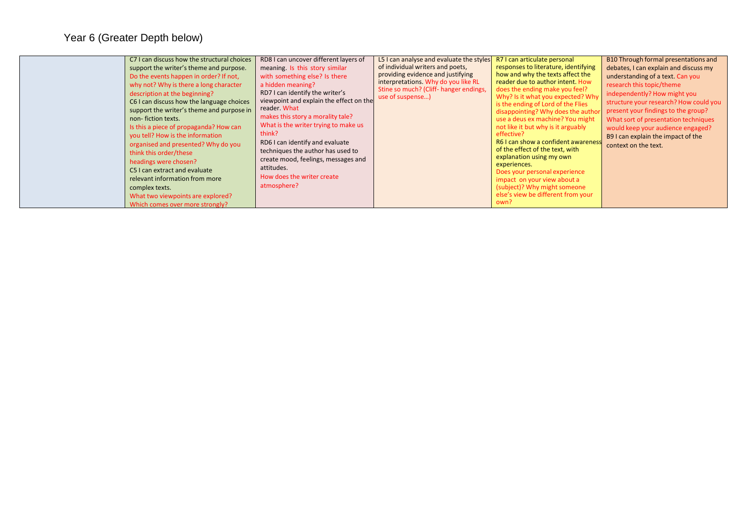Year 6 (Greater Depth below)

| | | | | | |
|---|---|---|---|---|---|
| | C7 I can discuss how the structural choices support the writer's theme and purpose. Do the events happen in order? If not, why not? Why is there a long character description at the beginning? C6 I can discuss how the language choices support the writer's theme and purpose in non- fiction texts. Is this a piece of propaganda? How can you tell? How is the information organised and presented? Why do you think this order/these headings were chosen? C5 I can extract and evaluate relevant information from more complex texts. What two viewpoints are explored? Which comes over more strongly? | RD8 I can uncover different layers of meaning. Is this story similar with something else? Is there a hidden meaning? RD7 I can identify the writer's viewpoint and explain the effect on the reader. What makes this story a morality tale? What is the writer trying to make us think? RD6 I can identify and evaluate techniques the author has used to create mood, feelings, messages and attitudes. How does the writer create atmosphere? | L5 I can analyse and evaluate the styles of individual writers and poets, providing evidence and justifying interpretations. Why do you like RL Stine so much? (Cliff- hanger endings, use of suspense…) | R7 I can articulate personal responses to literature, identifying how and why the texts affect the reader due to author intent. How does the ending make you feel? Why? Is it what you expected? Why is the ending of Lord of the Flies disappointing? Why does the author use a deus ex machine? You might not like it but why is it arguably effective? R6 I can show a confident awareness of the effect of the text, with explanation using my own experiences. Does your personal experience impact on your view about a (subject)? Why might someone else's view be different from your own? | B10 Through formal presentations and debates, I can explain and discuss my understanding of a text. Can you research this topic/theme independently? How might you structure your research? How could you present your findings to the group? What sort of presentation techniques would keep your audience engaged? B9 I can explain the impact of the context on the text. |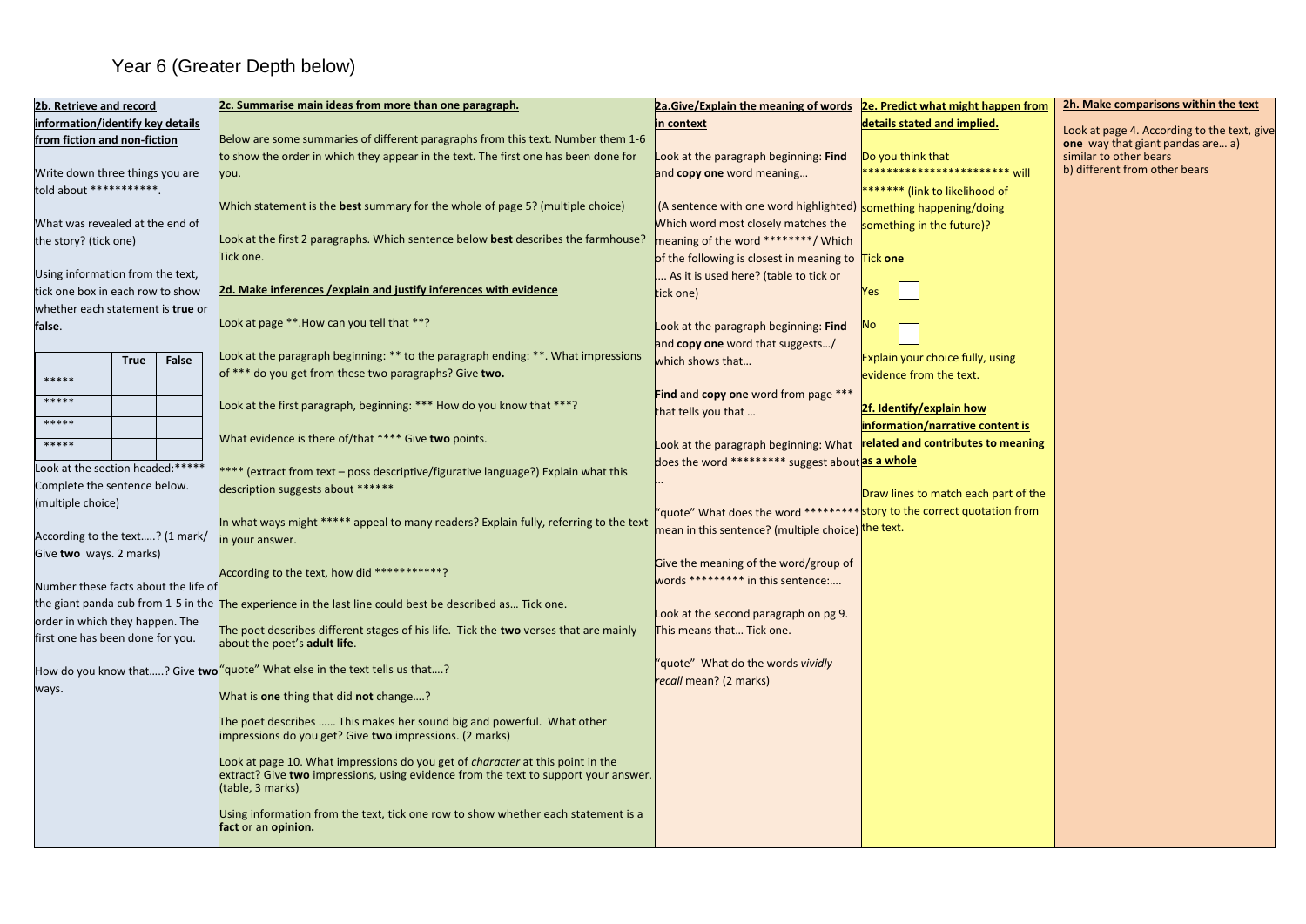# Year 6 (Greater Depth below)

## 2b. Retrieve and record information/identify key details from fiction and non-fiction

Write down three things you are told about ***********.

What was revealed at the end of the story? (tick one)

Using information from the text, tick one box in each row to show whether each statement is **true** or **false**.

| | True | False |
|---|---|---|
| ***** | | |
| ***** | | |
| ***** | | |
| ***** | | |

Look at the section headed:***** Complete the sentence below. (multiple choice)

According to the text…..? (1 mark/ Give **two** ways. 2 marks)

Number these facts about the life of the giant panda cub from 1-5 in the order in which they happen. The first one has been done for you.

How do you know that…..? Give **two** ways.

## 2c. Summarise main ideas from more than one paragraph.

Below are some summaries of different paragraphs from this text. Number them 1-6 to show the order in which they appear in the text. The first one has been done for you.

Which statement is the **best** summary for the whole of page 5? (multiple choice)

Look at the first 2 paragraphs. Which sentence below **best** describes the farmhouse? Tick one.

## 2d. Make inferences /explain and justify inferences with evidence

Look at page **.How can you tell that **?

Look at the paragraph beginning: ** to the paragraph ending: **. What impressions of *** do you get from these two paragraphs? Give **two.**

Look at the first paragraph, beginning: *** How do you know that ***?

What evidence is there of/that **** Give **two** points.

**** (extract from text – poss descriptive/figurative language?) Explain what this description suggests about ******

In what ways might ***** appeal to many readers? Explain fully, referring to the text in your answer.

According to the text, how did ***********?

The experience in the last line could best be described as… Tick one.

The poet describes different stages of his life. Tick the **two** verses that are mainly about the poet's **adult life**.

"quote" What else in the text tells us that….?

What is **one** thing that did **not** change….?

The poet describes …… This makes her sound big and powerful. What other impressions do you get? Give **two** impressions. (2 marks)

Look at page 10. What impressions do you get of *character* at this point in the extract? Give **two** impressions, using evidence from the text to support your answer. (table, 3 marks)

Using information from the text, tick one row to show whether each statement is a **fact** or an **opinion.**

## 2a. Give/Explain the meaning of words in context

Look at the paragraph beginning: **Find** and **copy one** word meaning…

(A sentence with one word highlighted) Which word most closely matches the meaning of the word ********/ Which of the following is closest in meaning to …. As it is used here? (table to tick or tick one)

Look at the paragraph beginning: **Find** and **copy one** word that suggests…/ which shows that…

**Find** and **copy one** word from page *** that tells you that …

Look at the paragraph beginning: What does the word ********* suggest about …

"quote" What does the word ********* mean in this sentence? (multiple choice)

Give the meaning of the word/group of words ********* in this sentence:….

Look at the second paragraph on pg 9. This means that… Tick one.

"quote" What do the words *vividly recall* mean? (2 marks)

## 2e. Predict what might happen from details stated and implied.

Do you think that ************************ will ******* (link to likelihood of something happening/doing something in the future)?

Tick **one**

Yes ☐

No ☐

Explain your choice fully, using evidence from the text.

## 2f. Identify/explain how information/narrative content is related and contributes to meaning as a whole

Draw lines to match each part of the story to the correct quotation from the text.

## 2h. Make comparisons within the text

Look at page 4. According to the text, give **one** way that giant pandas are… a) similar to other bears b) different from other bears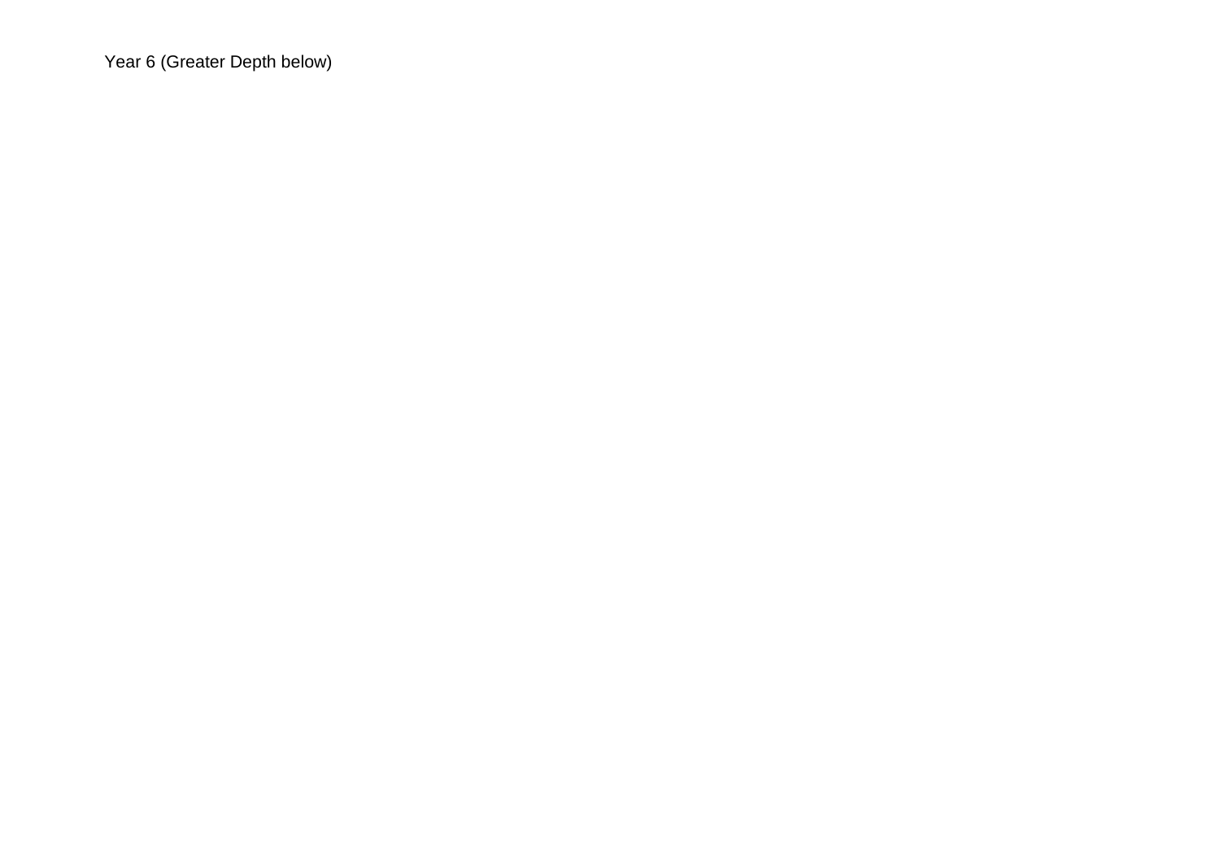Year 6 (Greater Depth below)